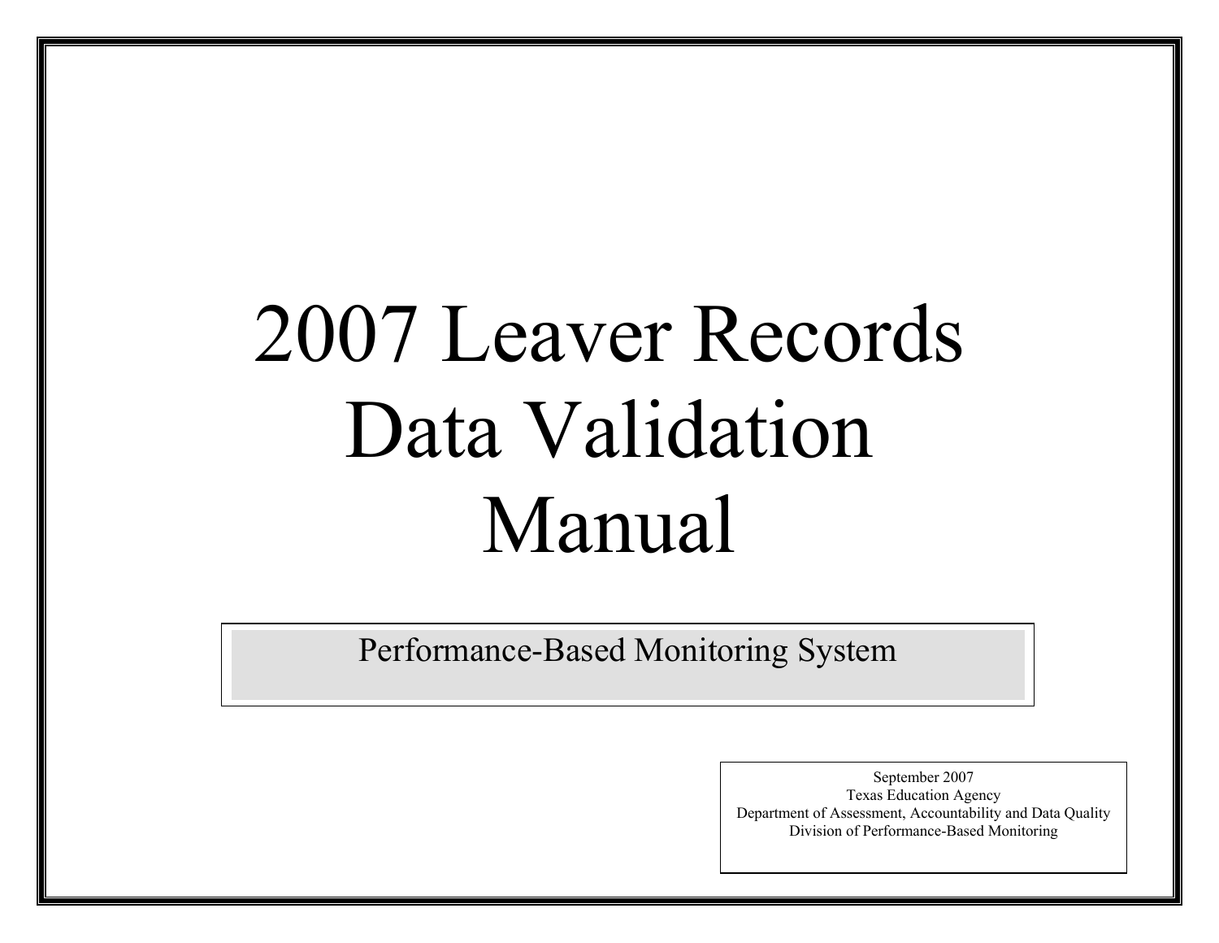# 2007 Leaver Records Data Validation Manual

Performance-Based Monitoring System

September 2007
Texas Education Agency
Department of Assessment, Accountability and Data Quality
Division of Performance-Based Monitoring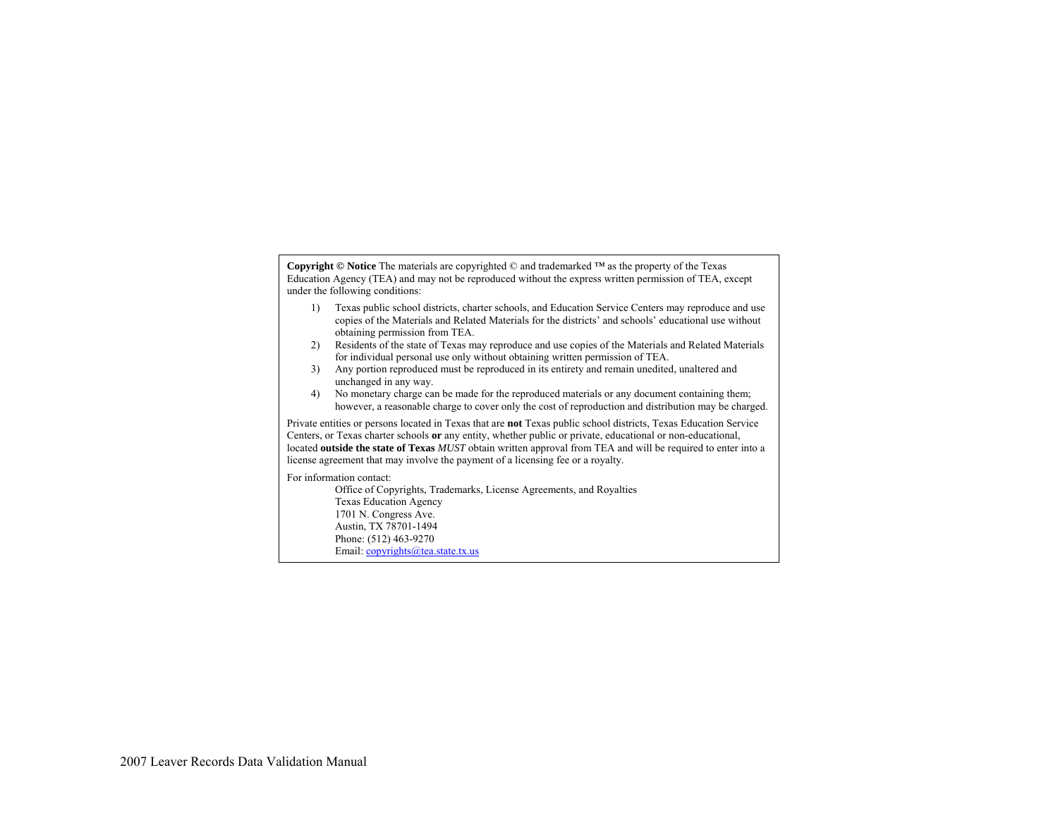**Copyright © Notice** The materials are copyrighted © and trademarked ™ as the property of the Texas Education Agency (TEA) and may not be reproduced without the express written permission of TEA, except under the following conditions:

1) Texas public school districts, charter schools, and Education Service Centers may reproduce and use copies of the Materials and Related Materials for the districts' and schools' educational use without obtaining permission from TEA.
2) Residents of the state of Texas may reproduce and use copies of the Materials and Related Materials for individual personal use only without obtaining written permission of TEA.
3) Any portion reproduced must be reproduced in its entirety and remain unedited, unaltered and unchanged in any way.
4) No monetary charge can be made for the reproduced materials or any document containing them; however, a reasonable charge to cover only the cost of reproduction and distribution may be charged.

Private entities or persons located in Texas that are **not** Texas public school districts, Texas Education Service Centers, or Texas charter schools **or** any entity, whether public or private, educational or non-educational, located **outside the state of Texas** *MUST* obtain written approval from TEA and will be required to enter into a license agreement that may involve the payment of a licensing fee or a royalty.

For information contact:

Office of Copyrights, Trademarks, License Agreements, and Royalties
Texas Education Agency
1701 N. Congress Ave.
Austin, TX 78701-1494
Phone: (512) 463-9270
Email: copyrights@tea.state.tx.us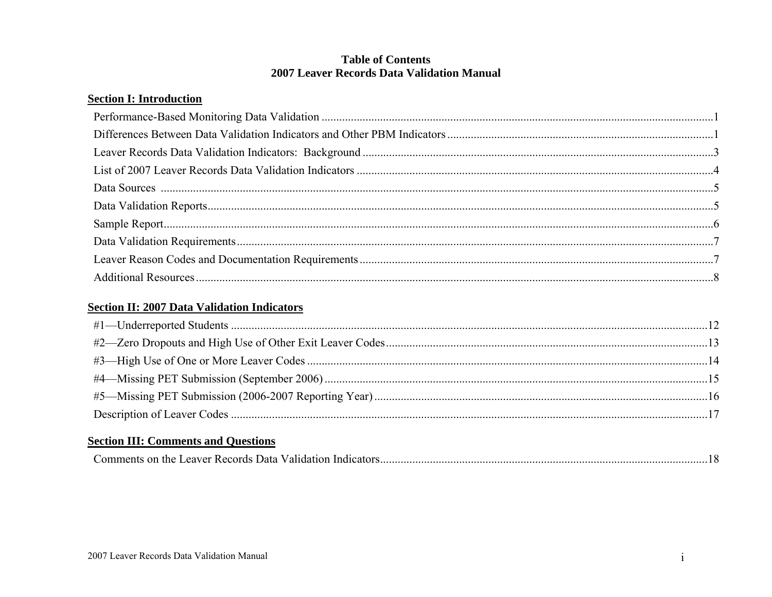# Table of Contents
# 2007 Leaver Records Data Validation Manual

## Section I: Introduction

Performance-Based Monitoring Data Validation ........ 1
Differences Between Data Validation Indicators and Other PBM Indicators ........ 1
Leaver Records Data Validation Indicators: Background ........ 3
List of 2007 Leaver Records Data Validation Indicators ........ 4
Data Sources ........ 5
Data Validation Reports ........ 5
Sample Report ........ 6
Data Validation Requirements ........ 7
Leaver Reason Codes and Documentation Requirements ........ 7
Additional Resources ........ 8

## Section II: 2007 Data Validation Indicators

#1—Underreported Students ........ 12
#2—Zero Dropouts and High Use of Other Exit Leaver Codes ........ 13
#3—High Use of One or More Leaver Codes ........ 14
#4—Missing PET Submission (September 2006) ........ 15
#5—Missing PET Submission (2006-2007 Reporting Year) ........ 16
Description of Leaver Codes ........ 17

## Section III: Comments and Questions

Comments on the Leaver Records Data Validation Indicators ........ 18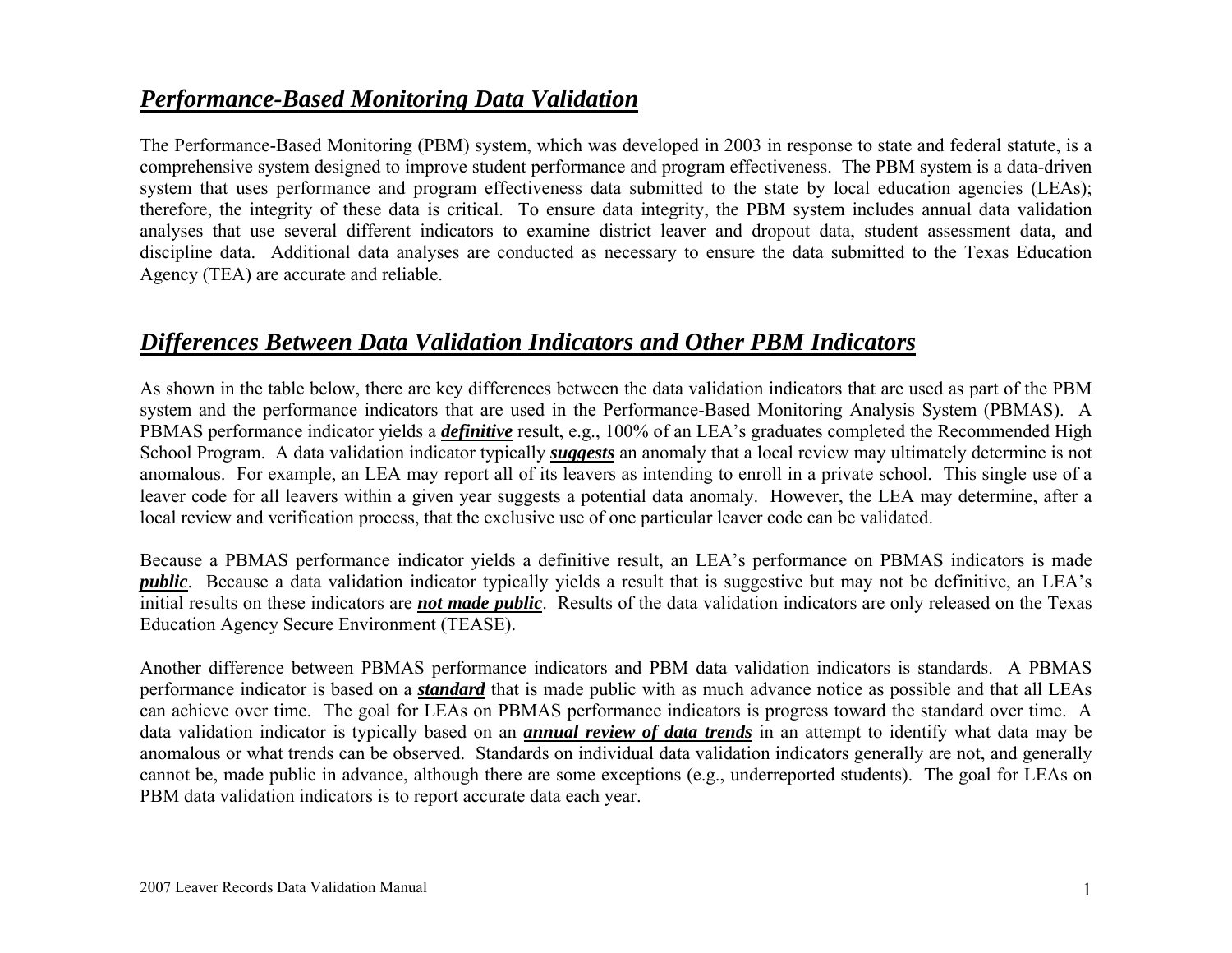## ***Performance-Based Monitoring Data Validation***

The Performance-Based Monitoring (PBM) system, which was developed in 2003 in response to state and federal statute, is a comprehensive system designed to improve student performance and program effectiveness. The PBM system is a data-driven system that uses performance and program effectiveness data submitted to the state by local education agencies (LEAs); therefore, the integrity of these data is critical. To ensure data integrity, the PBM system includes annual data validation analyses that use several different indicators to examine district leaver and dropout data, student assessment data, and discipline data. Additional data analyses are conducted as necessary to ensure the data submitted to the Texas Education Agency (TEA) are accurate and reliable.

## ***Differences Between Data Validation Indicators and Other PBM Indicators***

As shown in the table below, there are key differences between the data validation indicators that are used as part of the PBM system and the performance indicators that are used in the Performance-Based Monitoring Analysis System (PBMAS). A PBMAS performance indicator yields a ***definitive*** result, e.g., 100% of an LEA's graduates completed the Recommended High School Program. A data validation indicator typically ***suggests*** an anomaly that a local review may ultimately determine is not anomalous. For example, an LEA may report all of its leavers as intending to enroll in a private school. This single use of a leaver code for all leavers within a given year suggests a potential data anomaly. However, the LEA may determine, after a local review and verification process, that the exclusive use of one particular leaver code can be validated.

Because a PBMAS performance indicator yields a definitive result, an LEA's performance on PBMAS indicators is made ***public***. Because a data validation indicator typically yields a result that is suggestive but may not be definitive, an LEA's initial results on these indicators are ***not made public***. Results of the data validation indicators are only released on the Texas Education Agency Secure Environment (TEASE).

Another difference between PBMAS performance indicators and PBM data validation indicators is standards. A PBMAS performance indicator is based on a ***standard*** that is made public with as much advance notice as possible and that all LEAs can achieve over time. The goal for LEAs on PBMAS performance indicators is progress toward the standard over time. A data validation indicator is typically based on an ***annual review of data trends*** in an attempt to identify what data may be anomalous or what trends can be observed. Standards on individual data validation indicators generally are not, and generally cannot be, made public in advance, although there are some exceptions (e.g., underreported students). The goal for LEAs on PBM data validation indicators is to report accurate data each year.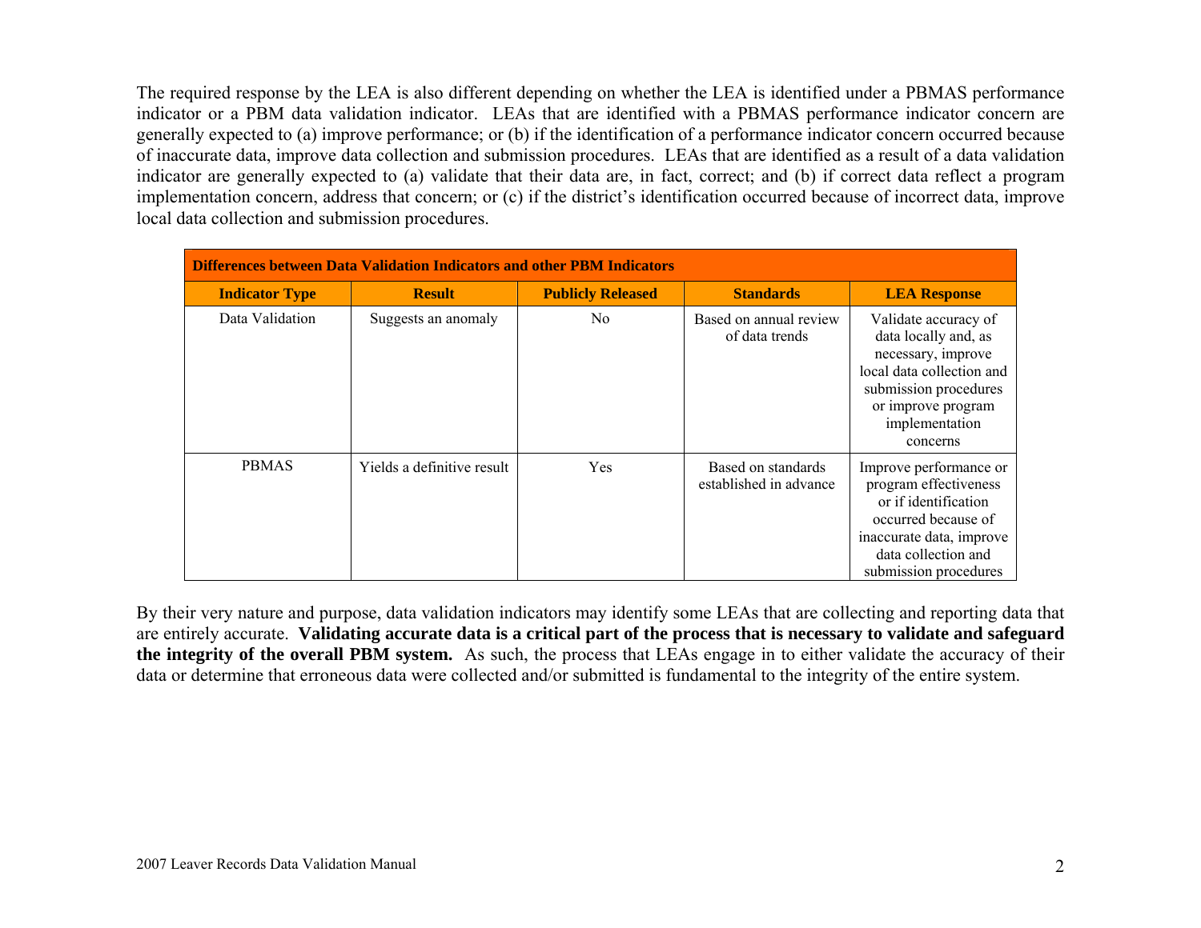The required response by the LEA is also different depending on whether the LEA is identified under a PBMAS performance indicator or a PBM data validation indicator. LEAs that are identified with a PBMAS performance indicator concern are generally expected to (a) improve performance; or (b) if the identification of a performance indicator concern occurred because of inaccurate data, improve data collection and submission procedures. LEAs that are identified as a result of a data validation indicator are generally expected to (a) validate that their data are, in fact, correct; and (b) if correct data reflect a program implementation concern, address that concern; or (c) if the district's identification occurred because of incorrect data, improve local data collection and submission procedures.

| **Differences between Data Validation Indicators and other PBM Indicators** | | | | |
|---|---|---|---|---|
| **Indicator Type** | **Result** | **Publicly Released** | **Standards** | **LEA Response** |
| Data Validation | Suggests an anomaly | No | Based on annual review of data trends | Validate accuracy of data locally and, as necessary, improve local data collection and submission procedures or improve program implementation concerns |
| PBMAS | Yields a definitive result | Yes | Based on standards established in advance | Improve performance or program effectiveness or if identification occurred because of inaccurate data, improve data collection and submission procedures |

By their very nature and purpose, data validation indicators may identify some LEAs that are collecting and reporting data that are entirely accurate. **Validating accurate data is a critical part of the process that is necessary to validate and safeguard the integrity of the overall PBM system.** As such, the process that LEAs engage in to either validate the accuracy of their data or determine that erroneous data were collected and/or submitted is fundamental to the integrity of the entire system.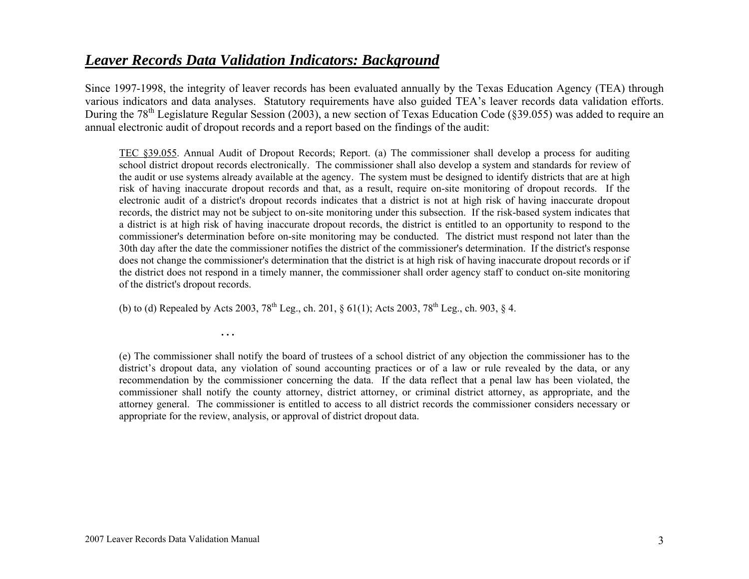## ***Leaver Records Data Validation Indicators: Background***

Since 1997-1998, the integrity of leaver records has been evaluated annually by the Texas Education Agency (TEA) through various indicators and data analyses. Statutory requirements have also guided TEA's leaver records data validation efforts. During the 78th Legislature Regular Session (2003), a new section of Texas Education Code (§39.055) was added to require an annual electronic audit of dropout records and a report based on the findings of the audit:

> TEC §39.055. Annual Audit of Dropout Records; Report. (a) The commissioner shall develop a process for auditing school district dropout records electronically. The commissioner shall also develop a system and standards for review of the audit or use systems already available at the agency. The system must be designed to identify districts that are at high risk of having inaccurate dropout records and that, as a result, require on-site monitoring of dropout records. If the electronic audit of a district's dropout records indicates that a district is not at high risk of having inaccurate dropout records, the district may not be subject to on-site monitoring under this subsection. If the risk-based system indicates that a district is at high risk of having inaccurate dropout records, the district is entitled to an opportunity to respond to the commissioner's determination before on-site monitoring may be conducted. The district must respond not later than the 30th day after the date the commissioner notifies the district of the commissioner's determination. If the district's response does not change the commissioner's determination that the district is at high risk of having inaccurate dropout records or if the district does not respond in a timely manner, the commissioner shall order agency staff to conduct on-site monitoring of the district's dropout records.
>
> (b) to (d) Repealed by Acts 2003, 78th Leg., ch. 201, § 61(1); Acts 2003, 78th Leg., ch. 903, § 4.
>
> …
>
> (e) The commissioner shall notify the board of trustees of a school district of any objection the commissioner has to the district's dropout data, any violation of sound accounting practices or of a law or rule revealed by the data, or any recommendation by the commissioner concerning the data. If the data reflect that a penal law has been violated, the commissioner shall notify the county attorney, district attorney, or criminal district attorney, as appropriate, and the attorney general. The commissioner is entitled to access to all district records the commissioner considers necessary or appropriate for the review, analysis, or approval of district dropout data.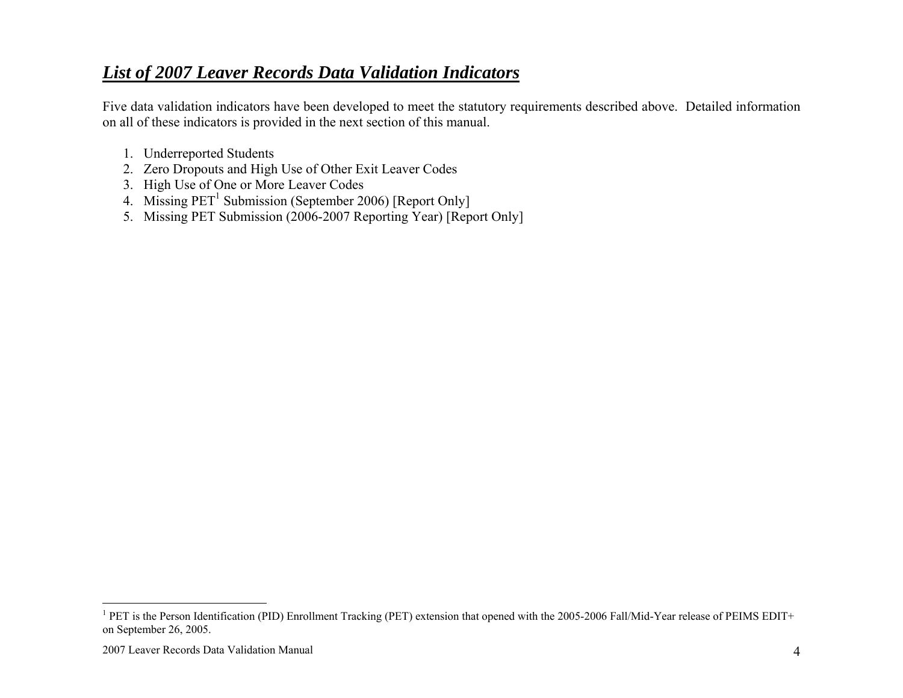## ***List of 2007 Leaver Records Data Validation Indicators***

Five data validation indicators have been developed to meet the statutory requirements described above. Detailed information on all of these indicators is provided in the next section of this manual.

1. Underreported Students
2. Zero Dropouts and High Use of Other Exit Leaver Codes
3. High Use of One or More Leaver Codes
4. Missing PET[1] Submission (September 2006) [Report Only]
5. Missing PET Submission (2006-2007 Reporting Year) [Report Only]

---

[1] PET is the Person Identification (PID) Enrollment Tracking (PET) extension that opened with the 2005-2006 Fall/Mid-Year release of PEIMS EDIT+ on September 26, 2005.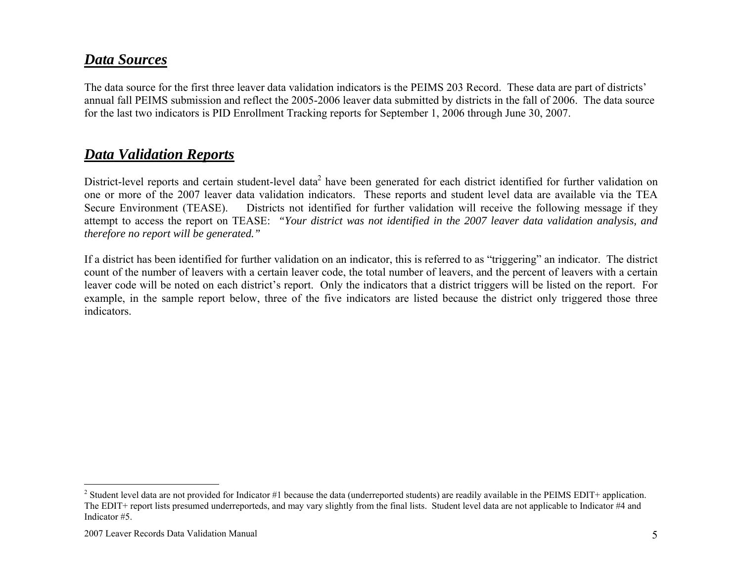## ***Data Sources***

The data source for the first three leaver data validation indicators is the PEIMS 203 Record. These data are part of districts' annual fall PEIMS submission and reflect the 2005-2006 leaver data submitted by districts in the fall of 2006. The data source for the last two indicators is PID Enrollment Tracking reports for September 1, 2006 through June 30, 2007.

## ***Data Validation Reports***

District-level reports and certain student-level data[2] have been generated for each district identified for further validation on one or more of the 2007 leaver data validation indicators. These reports and student level data are available via the TEA Secure Environment (TEASE). Districts not identified for further validation will receive the following message if they attempt to access the report on TEASE: *"Your district was not identified in the 2007 leaver data validation analysis, and therefore no report will be generated."*

If a district has been identified for further validation on an indicator, this is referred to as "triggering" an indicator. The district count of the number of leavers with a certain leaver code, the total number of leavers, and the percent of leavers with a certain leaver code will be noted on each district's report. Only the indicators that a district triggers will be listed on the report. For example, in the sample report below, three of the five indicators are listed because the district only triggered those three indicators.

---

[2] Student level data are not provided for Indicator #1 because the data (underreported students) are readily available in the PEIMS EDIT+ application. The EDIT+ report lists presumed underreporteds, and may vary slightly from the final lists. Student level data are not applicable to Indicator #4 and Indicator #5.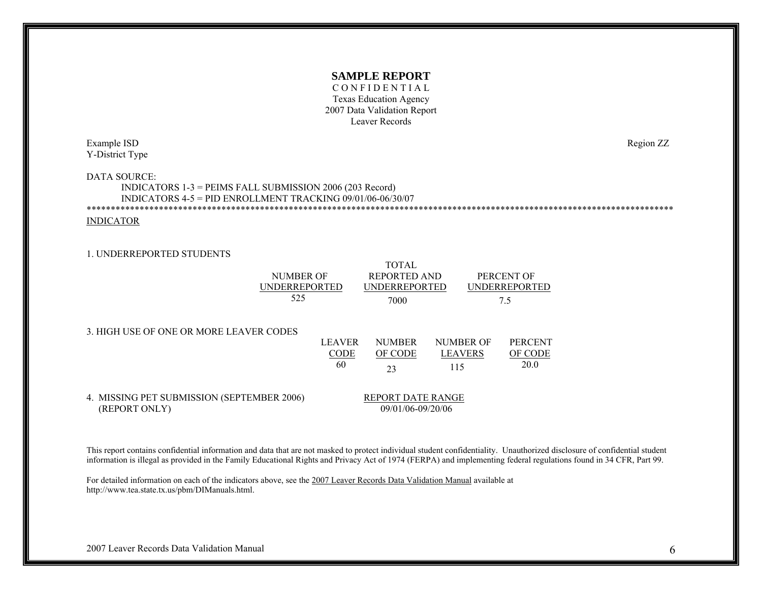**SAMPLE REPORT**

C O N F I D E N T I A L

Texas Education Agency

2007 Data Validation Report

Leaver Records

Example ISD

Y-District Type

Region ZZ

DATA SOURCE:

INDICATORS 1-3 = PEIMS FALL SUBMISSION 2006 (203 Record)

INDICATORS 4-5 = PID ENROLLMENT TRACKING 09/01/06-06/30/07

*****************************************************************************************************************************

INDICATOR

1. UNDERREPORTED STUDENTS

| NUMBER OF UNDERREPORTED | TOTAL REPORTED AND UNDERREPORTED | PERCENT OF UNDERREPORTED |
|---|---|---|
| 525 | 7000 | 7.5 |

3. HIGH USE OF ONE OR MORE LEAVER CODES

| LEAVER CODE | NUMBER OF CODE | NUMBER OF LEAVERS | PERCENT OF CODE |
|---|---|---|---|
| 60 | 23 | 115 | 20.0 |

4. MISSING PET SUBMISSION (SEPTEMBER 2006) (REPORT ONLY)

| REPORT DATE RANGE |
|---|
| 09/01/06-09/20/06 |

This report contains confidential information and data that are not masked to protect individual student confidentiality. Unauthorized disclosure of confidential student information is illegal as provided in the Family Educational Rights and Privacy Act of 1974 (FERPA) and implementing federal regulations found in 34 CFR, Part 99.

For detailed information on each of the indicators above, see the 2007 Leaver Records Data Validation Manual available at http://www.tea.state.tx.us/pbm/DIManuals.html.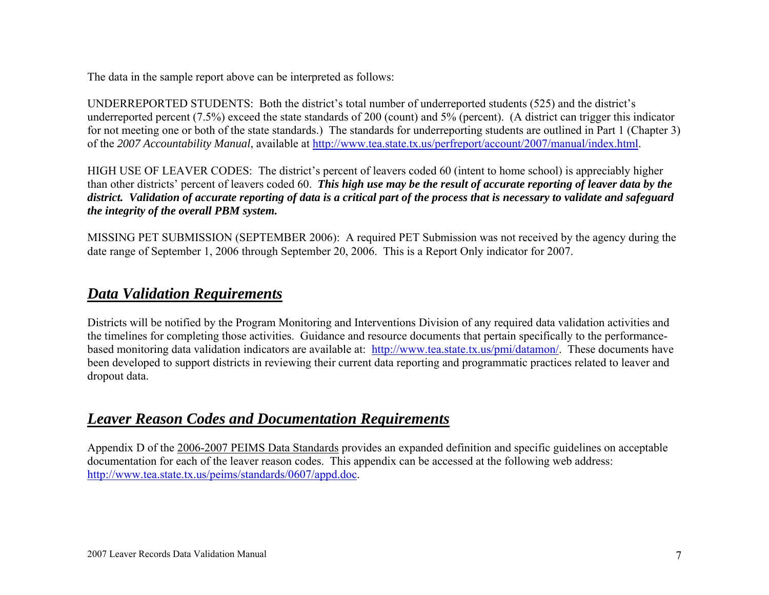The data in the sample report above can be interpreted as follows:

UNDERREPORTED STUDENTS: Both the district's total number of underreported students (525) and the district's underreported percent (7.5%) exceed the state standards of 200 (count) and 5% (percent). (A district can trigger this indicator for not meeting one or both of the state standards.) The standards for underreporting students are outlined in Part 1 (Chapter 3) of the *2007 Accountability Manual*, available at http://www.tea.state.tx.us/perfreport/account/2007/manual/index.html.

HIGH USE OF LEAVER CODES: The district's percent of leavers coded 60 (intent to home school) is appreciably higher than other districts' percent of leavers coded 60. ***This high use may be the result of accurate reporting of leaver data by the district. Validation of accurate reporting of data is a critical part of the process that is necessary to validate and safeguard the integrity of the overall PBM system.***

MISSING PET SUBMISSION (SEPTEMBER 2006): A required PET Submission was not received by the agency during the date range of September 1, 2006 through September 20, 2006. This is a Report Only indicator for 2007.

## *Data Validation Requirements*

Districts will be notified by the Program Monitoring and Interventions Division of any required data validation activities and the timelines for completing those activities. Guidance and resource documents that pertain specifically to the performance-based monitoring data validation indicators are available at: http://www.tea.state.tx.us/pmi/datamon/. These documents have been developed to support districts in reviewing their current data reporting and programmatic practices related to leaver and dropout data.

## *Leaver Reason Codes and Documentation Requirements*

Appendix D of the 2006-2007 PEIMS Data Standards provides an expanded definition and specific guidelines on acceptable documentation for each of the leaver reason codes. This appendix can be accessed at the following web address: http://www.tea.state.tx.us/peims/standards/0607/appd.doc.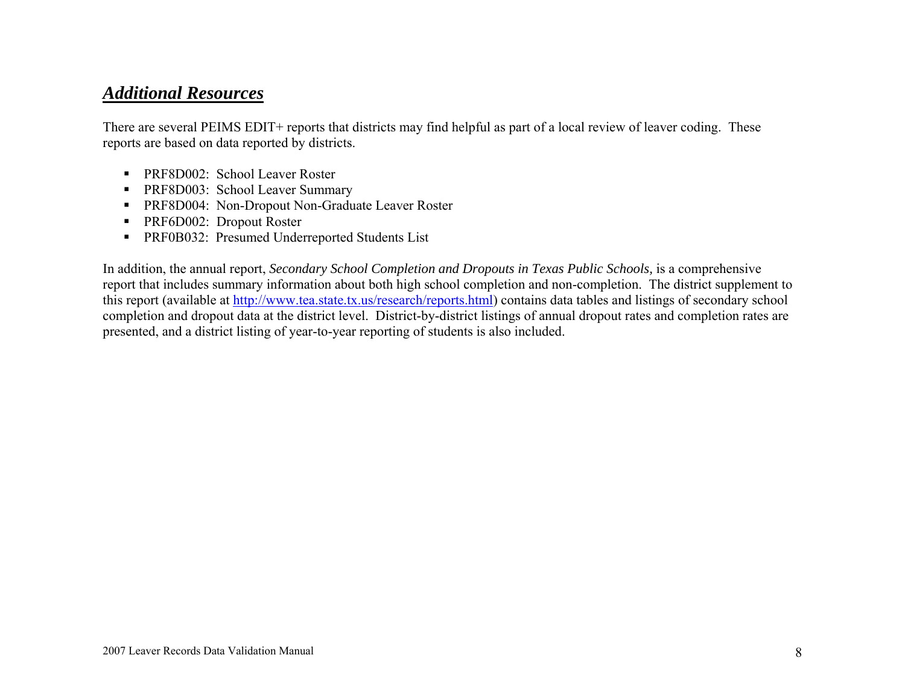## ***Additional Resources***

There are several PEIMS EDIT+ reports that districts may find helpful as part of a local review of leaver coding. These reports are based on data reported by districts.

- PRF8D002: School Leaver Roster
- PRF8D003: School Leaver Summary
- PRF8D004: Non-Dropout Non-Graduate Leaver Roster
- PRF6D002: Dropout Roster
- PRF0B032: Presumed Underreported Students List

In addition, the annual report, *Secondary School Completion and Dropouts in Texas Public Schools,* is a comprehensive report that includes summary information about both high school completion and non-completion. The district supplement to this report (available at [http://www.tea.state.tx.us/research/reports.html](http://www.tea.state.tx.us/research/reports.html)) contains data tables and listings of secondary school completion and dropout data at the district level. District-by-district listings of annual dropout rates and completion rates are presented, and a district listing of year-to-year reporting of students is also included.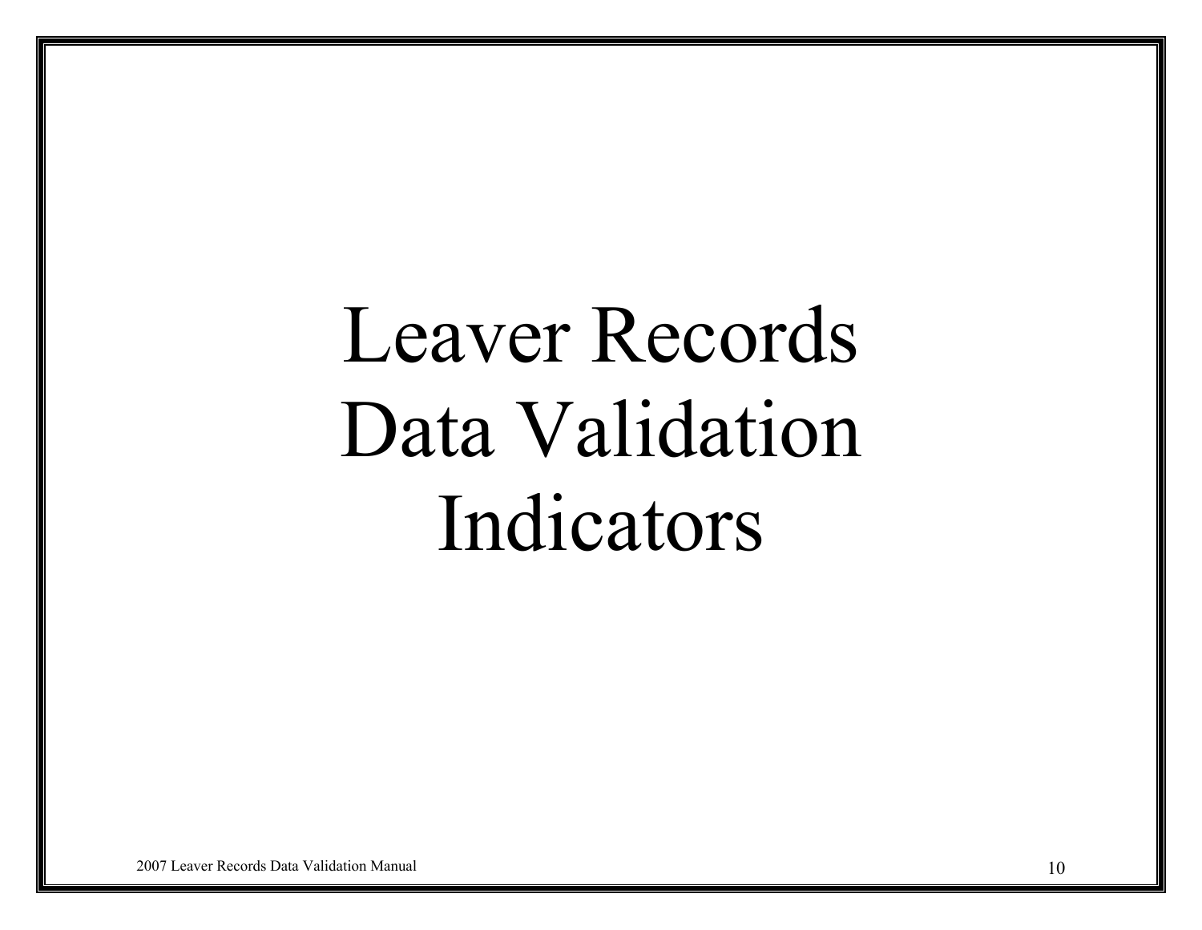# Leaver Records Data Validation Indicators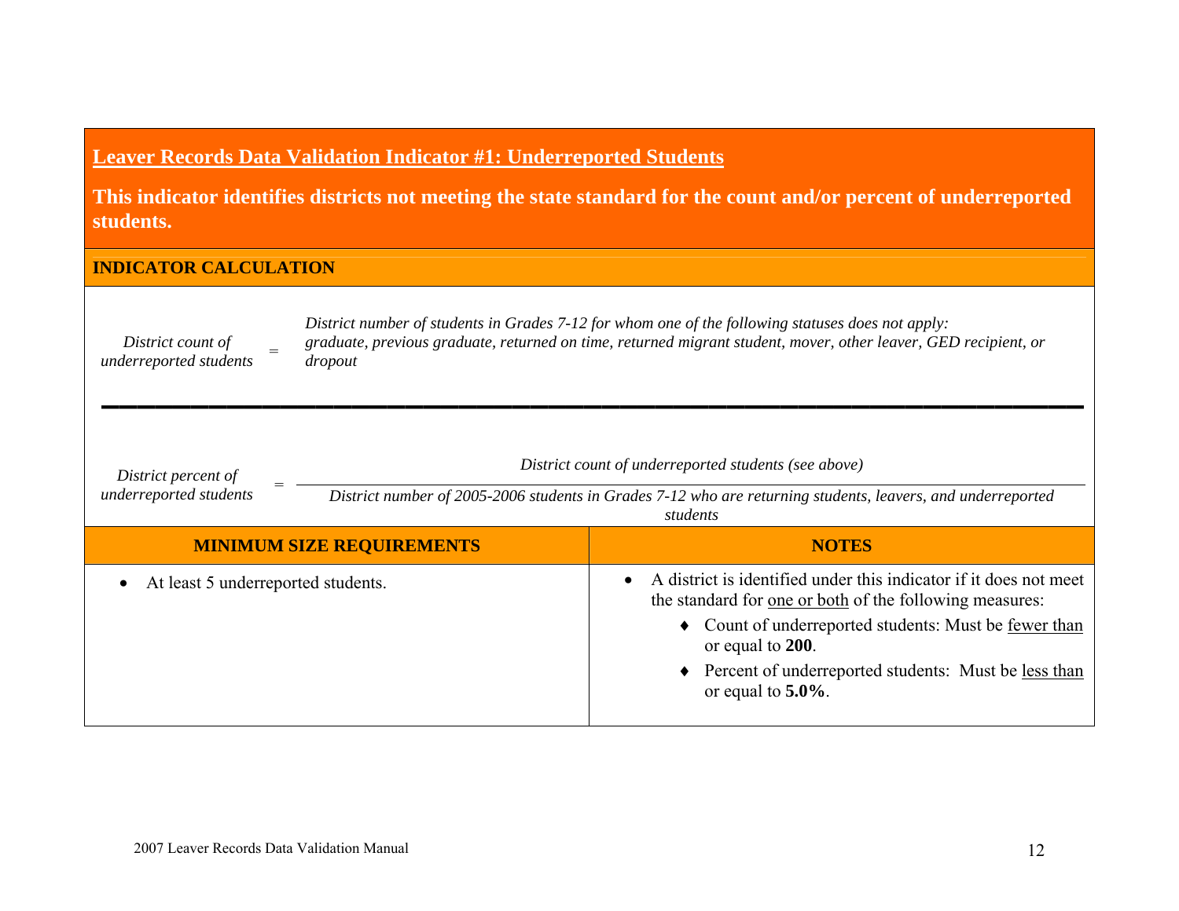## Leaver Records Data Validation Indicator #1: Underreported Students

**This indicator identifies districts not meeting the state standard for the count and/or percent of underreported students.**

### INDICATOR CALCULATION

*District count of underreported students* = *District number of students in Grades 7-12 for whom one of the following statuses does not apply: graduate, previous graduate, returned on time, returned migrant student, mover, other leaver, GED recipient, or dropout*

---

$$\textit{District percent of underreported students} = \frac{\textit{District count of underreported students (see above)}}{\textit{District number of 2005-2006 students in Grades 7-12 who are returning students, leavers, and underreported students}}$$

| MINIMUM SIZE REQUIREMENTS | NOTES |
|---|---|
| • At least 5 underreported students. | • A district is identified under this indicator if it does not meet the standard for one or both of the following measures:<br>♦ Count of underreported students: Must be fewer than or equal to **200**.<br>♦ Percent of underreported students: Must be less than or equal to **5.0%**. |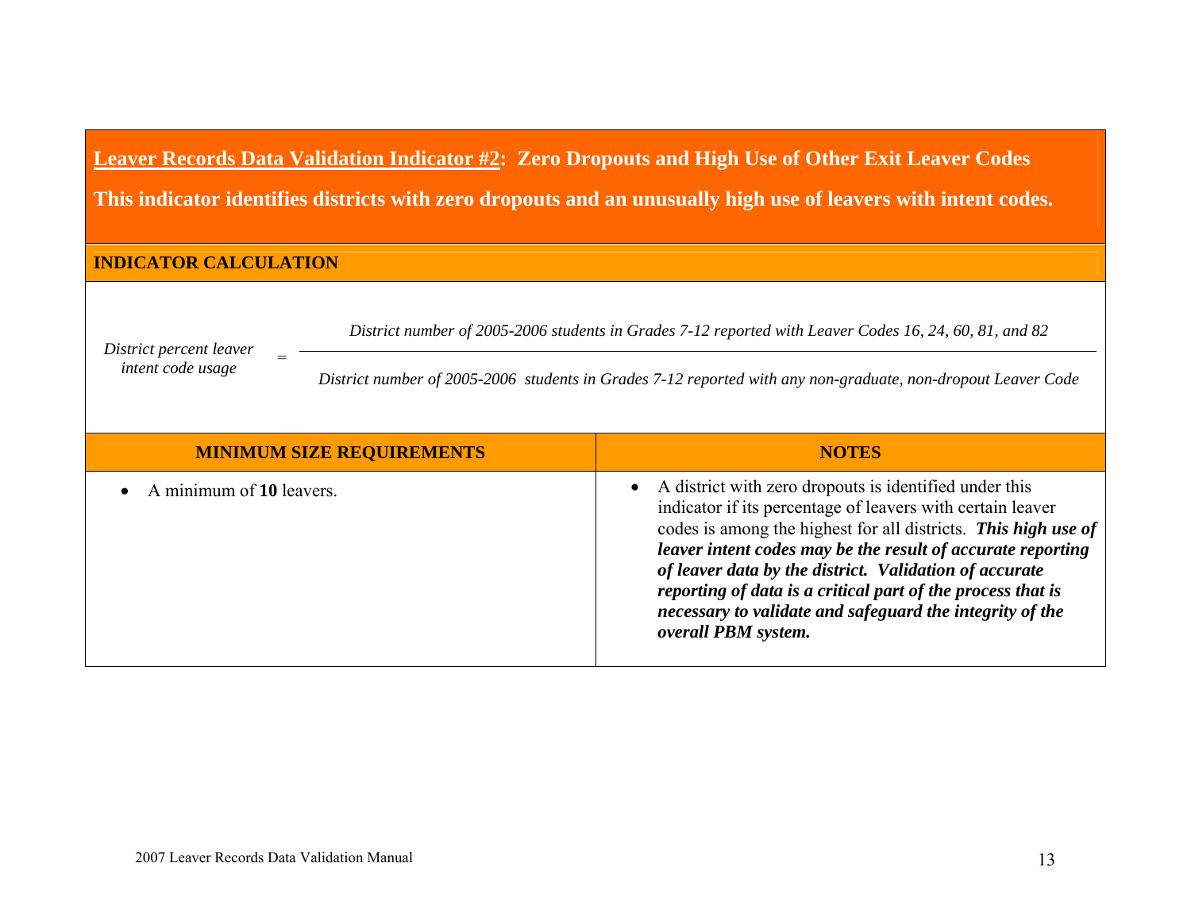## <u>Leaver Records Data Validation Indicator #2</u>: Zero Dropouts and High Use of Other Exit Leaver Codes

**This indicator identifies districts with zero dropouts and an unusually high use of leavers with intent codes.**

### INDICATOR CALCULATION

$$\textit{District percent leaver intent code usage} = \frac{\textit{District number of 2005-2006 students in Grades 7-12 reported with Leaver Codes 16, 24, 60, 81, and 82}}{\textit{District number of 2005-2006 students in Grades 7-12 reported with any non-graduate, non-dropout Leaver Code}}$$

| MINIMUM SIZE REQUIREMENTS | NOTES |
|---|---|
| • A minimum of **10** leavers. | • A district with zero dropouts is identified under this indicator if its percentage of leavers with certain leaver codes is among the highest for all districts. ***This high use of leaver intent codes may be the result of accurate reporting of leaver data by the district. Validation of accurate reporting of data is a critical part of the process that is necessary to validate and safeguard the integrity of the overall PBM system.*** |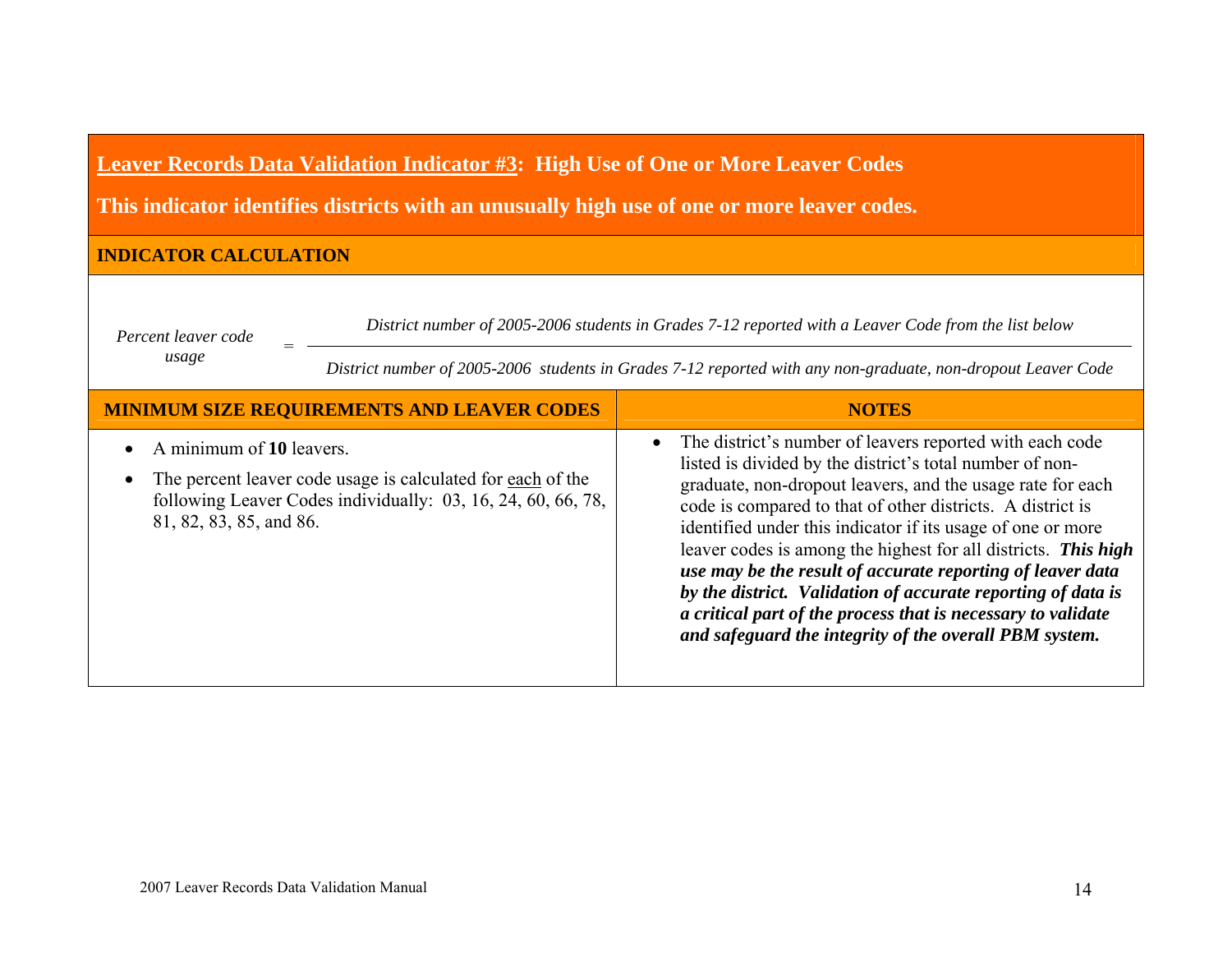## <u>Leaver Records Data Validation Indicator #3</u>: High Use of One or More Leaver Codes

**This indicator identifies districts with an unusually high use of one or more leaver codes.**

### INDICATOR CALCULATION

$$\textit{Percent leaver code usage} = \frac{\textit{District number of 2005-2006 students in Grades 7-12 reported with a Leaver Code from the list below}}{\textit{District number of 2005-2006 students in Grades 7-12 reported with any non-graduate, non-dropout Leaver Code}}$$

| MINIMUM SIZE REQUIREMENTS AND LEAVER CODES | NOTES |
|---|---|
| • A minimum of **10** leavers.<br>• The percent leaver code usage is calculated for <u>each</u> of the following Leaver Codes individually: 03, 16, 24, 60, 66, 78, 81, 82, 83, 85, and 86. | • The district's number of leavers reported with each code listed is divided by the district's total number of non-graduate, non-dropout leavers, and the usage rate for each code is compared to that of other districts. A district is identified under this indicator if its usage of one or more leaver codes is among the highest for all districts. ***This high use may be the result of accurate reporting of leaver data by the district. Validation of accurate reporting of data is a critical part of the process that is necessary to validate and safeguard the integrity of the overall PBM system.*** |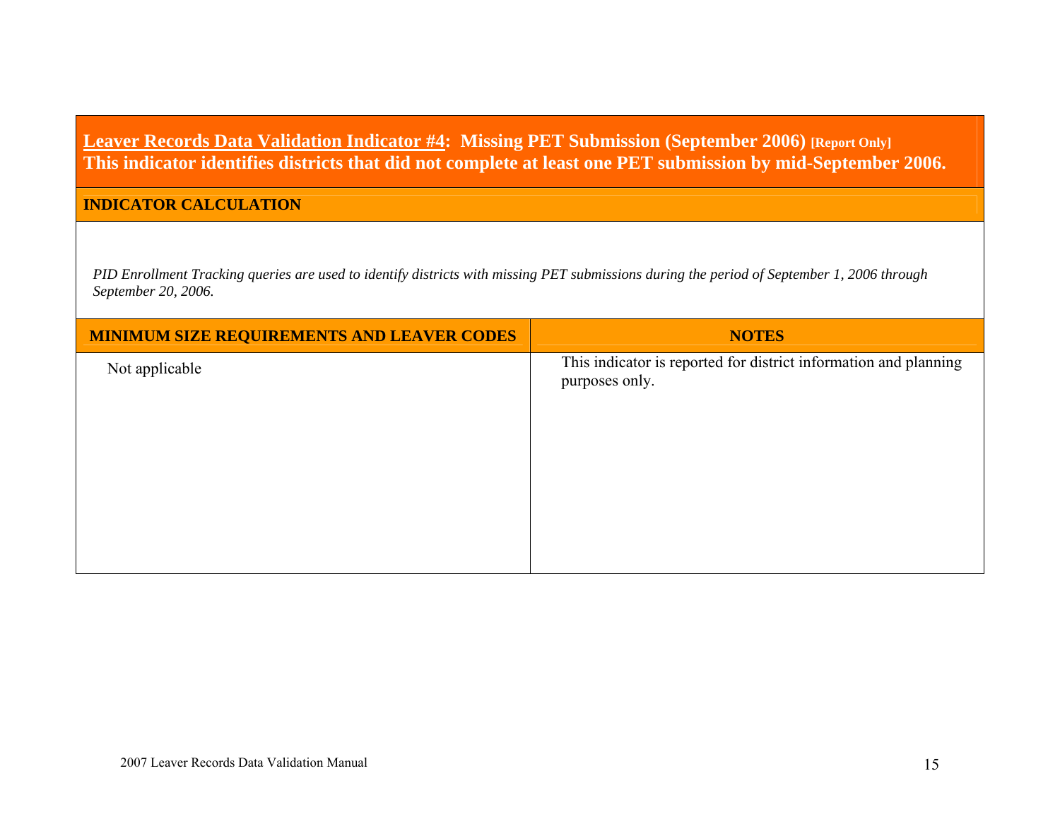## <u>Leaver Records Data Validation Indicator #4</u>: Missing PET Submission (September 2006) [Report Only]

**This indicator identifies districts that did not complete at least one PET submission by mid-September 2006.**

### INDICATOR CALCULATION

*PID Enrollment Tracking queries are used to identify districts with missing PET submissions during the period of September 1, 2006 through September 20, 2006.*

| MINIMUM SIZE REQUIREMENTS AND LEAVER CODES | NOTES |
|---|---|
| Not applicable | This indicator is reported for district information and planning purposes only. |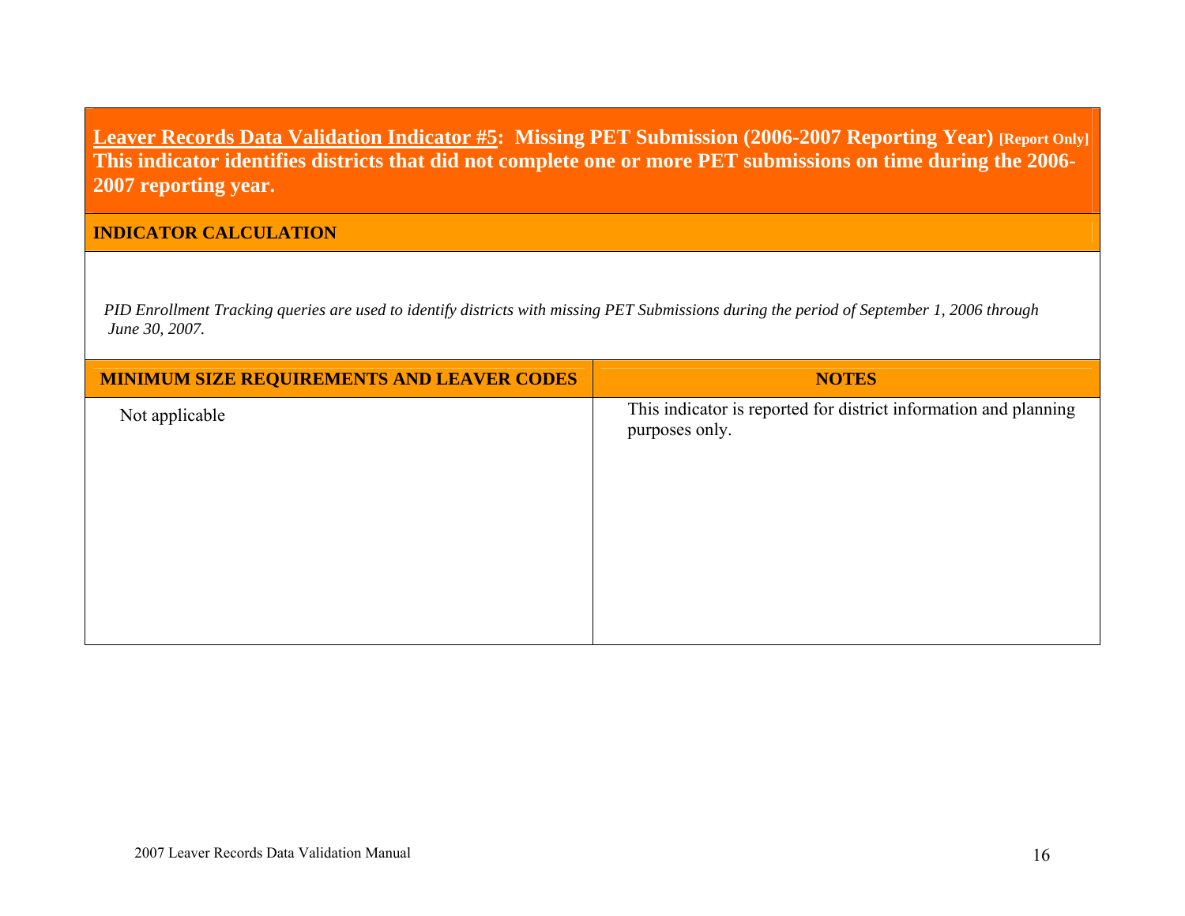## Leaver Records Data Validation Indicator #5: Missing PET Submission (2006-2007 Reporting Year) [Report Only]

**This indicator identifies districts that did not complete one or more PET submissions on time during the 2006-2007 reporting year.**

### INDICATOR CALCULATION

*PID Enrollment Tracking queries are used to identify districts with missing PET Submissions during the period of September 1, 2006 through June 30, 2007.*

| MINIMUM SIZE REQUIREMENTS AND LEAVER CODES | NOTES |
| --- | --- |
| Not applicable | This indicator is reported for district information and planning purposes only. |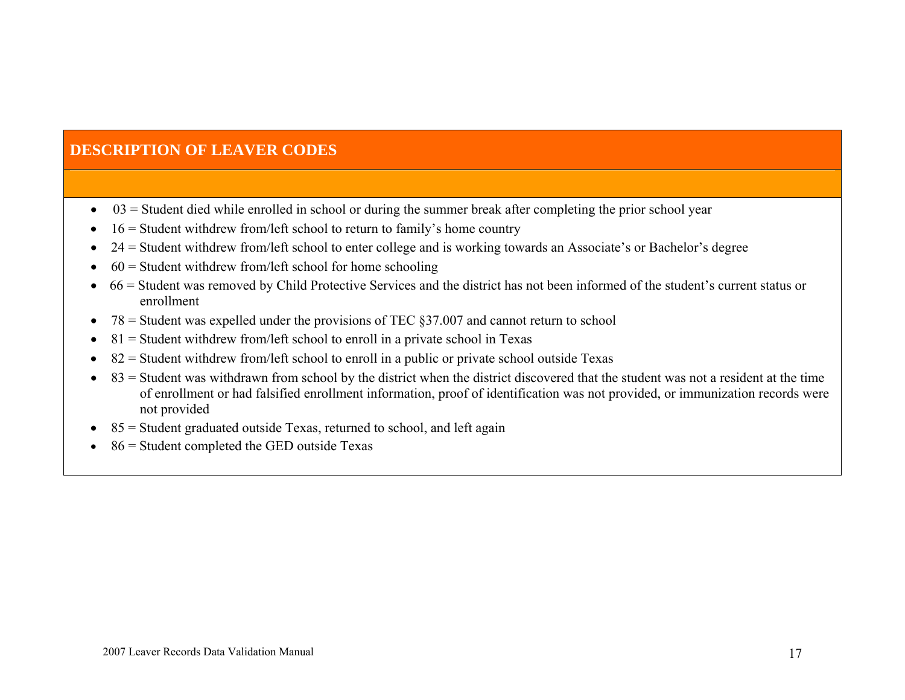## DESCRIPTION OF LEAVER CODES

- 03 = Student died while enrolled in school or during the summer break after completing the prior school year
- 16 = Student withdrew from/left school to return to family's home country
- 24 = Student withdrew from/left school to enter college and is working towards an Associate's or Bachelor's degree
- 60 = Student withdrew from/left school for home schooling
- 66 = Student was removed by Child Protective Services and the district has not been informed of the student's current status or enrollment
- 78 = Student was expelled under the provisions of TEC §37.007 and cannot return to school
- 81 = Student withdrew from/left school to enroll in a private school in Texas
- 82 = Student withdrew from/left school to enroll in a public or private school outside Texas
- 83 = Student was withdrawn from school by the district when the district discovered that the student was not a resident at the time of enrollment or had falsified enrollment information, proof of identification was not provided, or immunization records were not provided
- 85 = Student graduated outside Texas, returned to school, and left again
- 86 = Student completed the GED outside Texas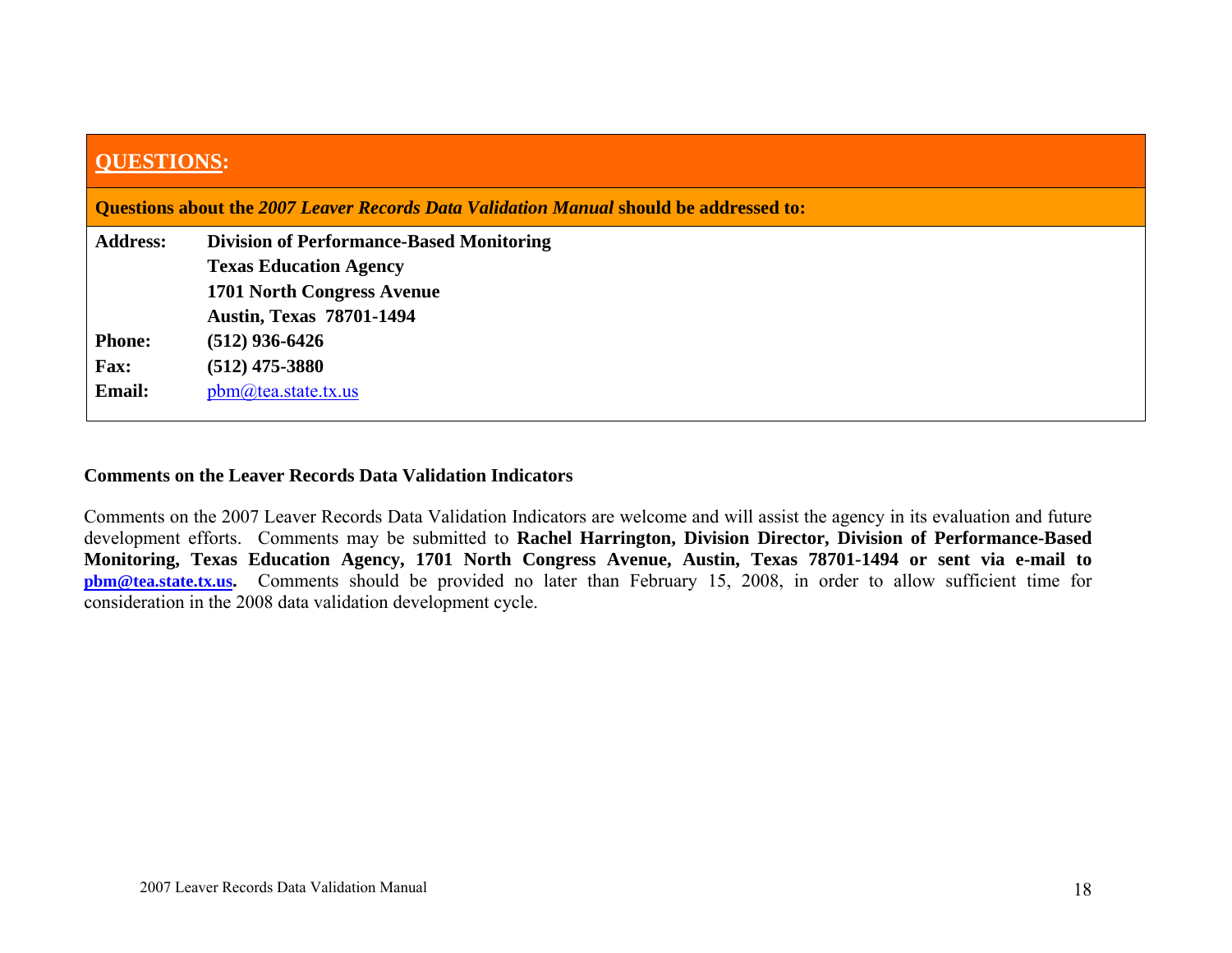## QUESTIONS:

**Questions about the *2007 Leaver Records Data Validation Manual* should be addressed to:**

| | |
|---|---|
| **Address:** | **Division of Performance-Based Monitoring**<br>**Texas Education Agency**<br>**1701 North Congress Avenue**<br>**Austin, Texas 78701-1494** |
| **Phone:** | **(512) 936-6426** |
| **Fax:** | **(512) 475-3880** |
| **Email:** | pbm@tea.state.tx.us |

**Comments on the Leaver Records Data Validation Indicators**

Comments on the 2007 Leaver Records Data Validation Indicators are welcome and will assist the agency in its evaluation and future development efforts. Comments may be submitted to **Rachel Harrington, Division Director, Division of Performance-Based Monitoring, Texas Education Agency, 1701 North Congress Avenue, Austin, Texas 78701-1494 or sent via e-mail to pbm@tea.state.tx.us.** Comments should be provided no later than February 15, 2008, in order to allow sufficient time for consideration in the 2008 data validation development cycle.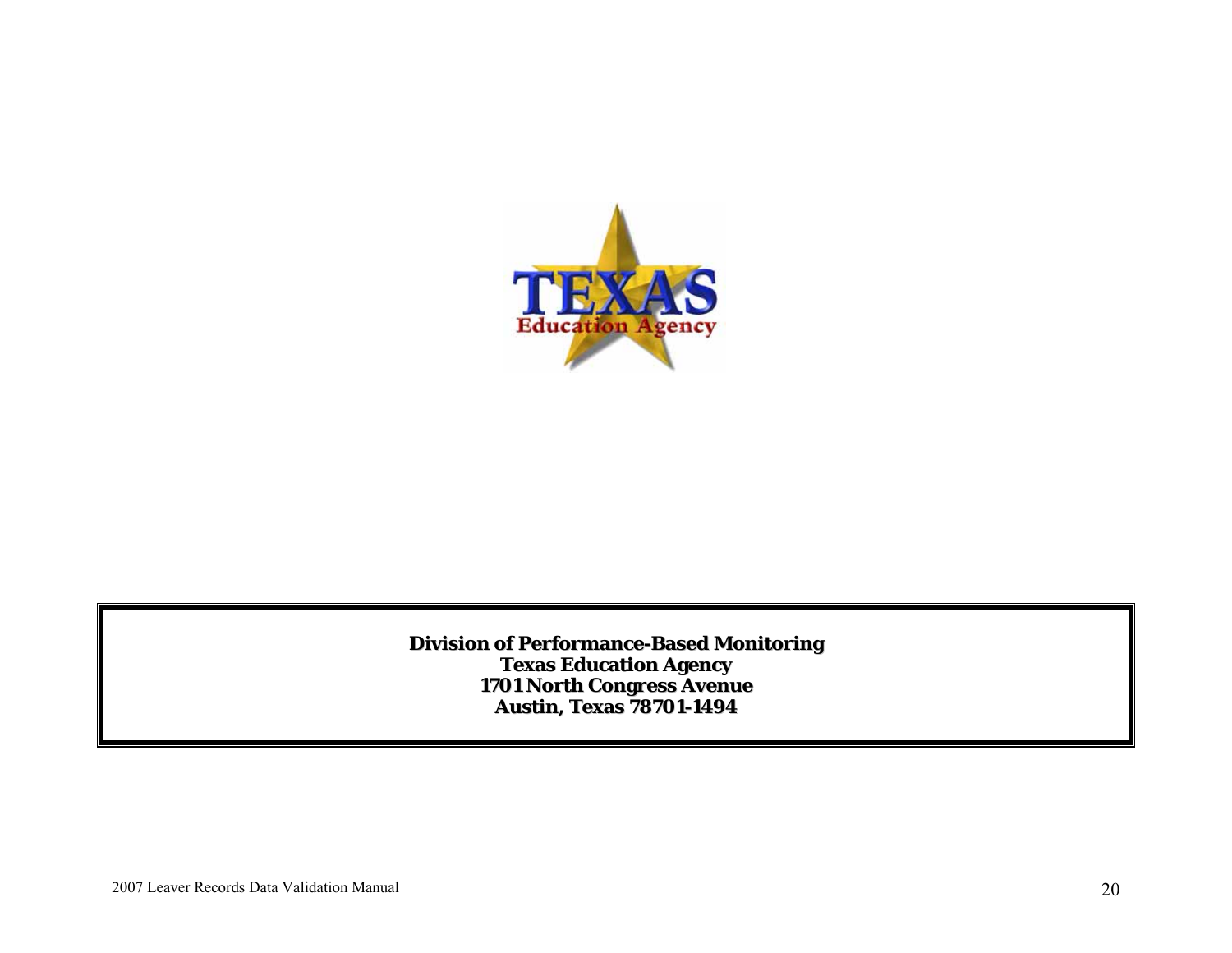**Division of Performance-Based Monitoring**
**Texas Education Agency**
**1701 North Congress Avenue**
**Austin, Texas 78701-1494**